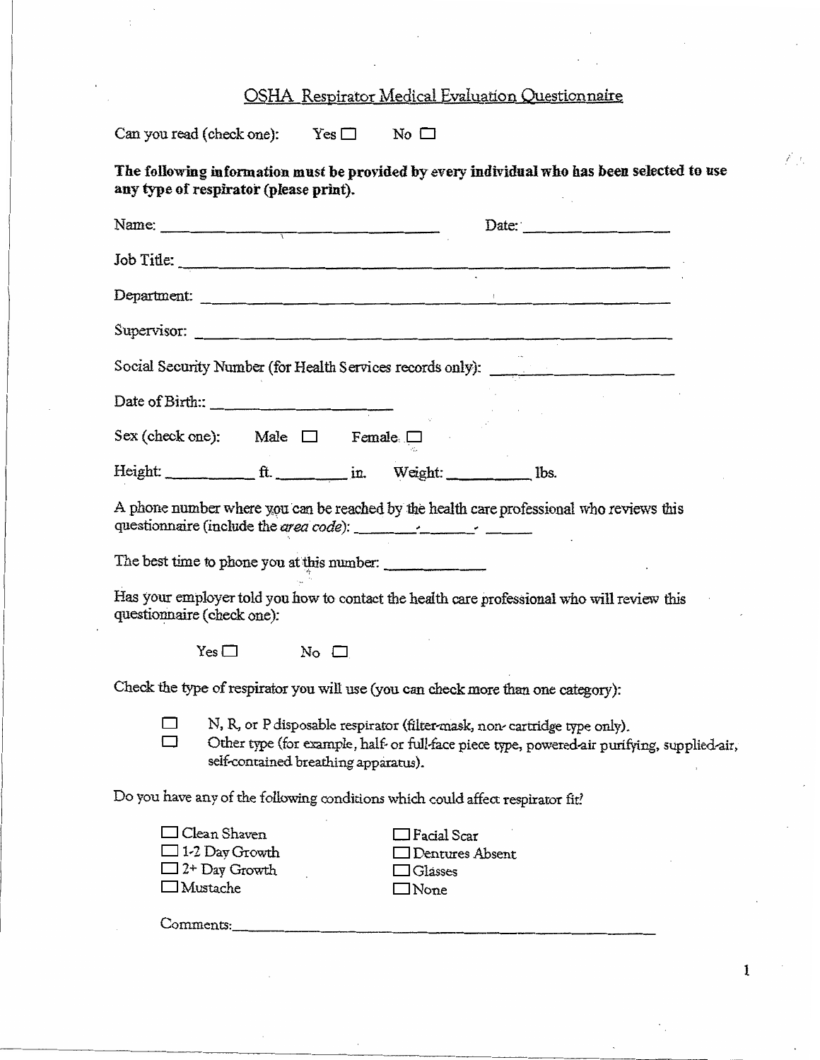# OSHA Respirator Medical Evaluation Questionnaire

Can you read (check one): Yes ☐ No ☐

**The following information must be provided by every individual who has been selected to use any type of respirator (please print).**

Name: ______________________ Date: ____________

Job Title: ______________________________________________

Department: ____________________________________________

Supervisor: _____________________________________________

Social Security Number (for Health Services records only): ______________

Date of Birth:: ______________

Sex (check one): Male ☐ Female ☐

Height: ________ ft. ______ in. Weight: ________ lbs.

A phone number where you can be reached by the health care professional who reviews this questionnaire (include the *area code*): ______-______-_____

The best time to phone you at this number: ________

Has your employer told you how to contact the health care professional who will review this questionnaire (check one):

Yes ☐ No ☐

Check the type of respirator you will use (you can check more than one category):

- ☐ N, R, or P disposable respirator (filter-mask, non-cartridge type only).
- ☐ Other type (for example, half- or full-face piece type, powered-air purifying, supplied-air, self-contained breathing apparatus).

Do you have any of the following conditions which could affect respirator fit?

- ☐ Clean Shaven
- ☐ 1-2 Day Growth
- ☐ 2+ Day Growth
- ☐ Mustache
- ☐ Facial Scar
- ☐ Dentures Absent
- ☐ Glasses
- ☐ None

Comments: ______________________________________________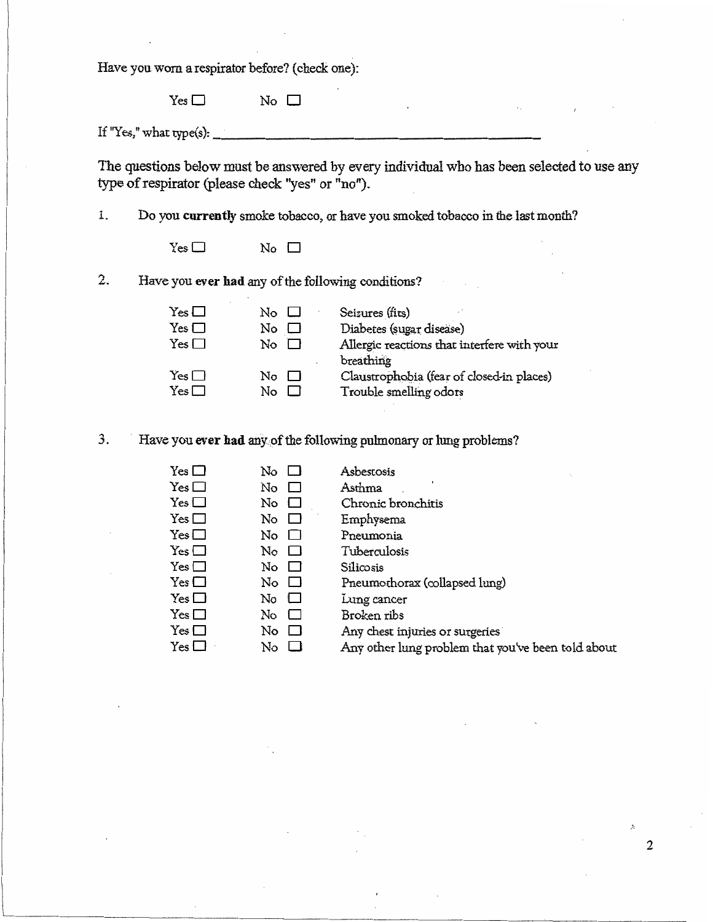Have you worn a respirator before? (check one):

Yes ☐ No ☐

If "Yes," what type(s): ________________________________

The questions below must be answered by every individual who has been selected to use any type of respirator (please check "yes" or "no").

1. Do you **currently** smoke tobacco, or have you smoked tobacco in the last month?

   Yes ☐ No ☐

2. Have you **ever had** any of the following conditions?

   Yes ☐ No ☐ Seizures (fits)
   Yes ☐ No ☐ Diabetes (sugar disease)
   Yes ☐ No ☐ Allergic reactions that interfere with your breathing
   Yes ☐ No ☐ Claustrophobia (fear of closed-in places)
   Yes ☐ No ☐ Trouble smelling odors

3. Have you **ever had** any of the following pulmonary or lung problems?

   Yes ☐ No ☐ Asbestosis
   Yes ☐ No ☐ Asthma
   Yes ☐ No ☐ Chronic bronchitis
   Yes ☐ No ☐ Emphysema
   Yes ☐ No ☐ Pneumonia
   Yes ☐ No ☐ Tuberculosis
   Yes ☐ No ☐ Silicosis
   Yes ☐ No ☐ Pneumothorax (collapsed lung)
   Yes ☐ No ☐ Lung cancer
   Yes ☐ No ☐ Broken ribs
   Yes ☐ No ☐ Any chest injuries or surgeries
   Yes ☐ No ☐ Any other lung problem that you've been told about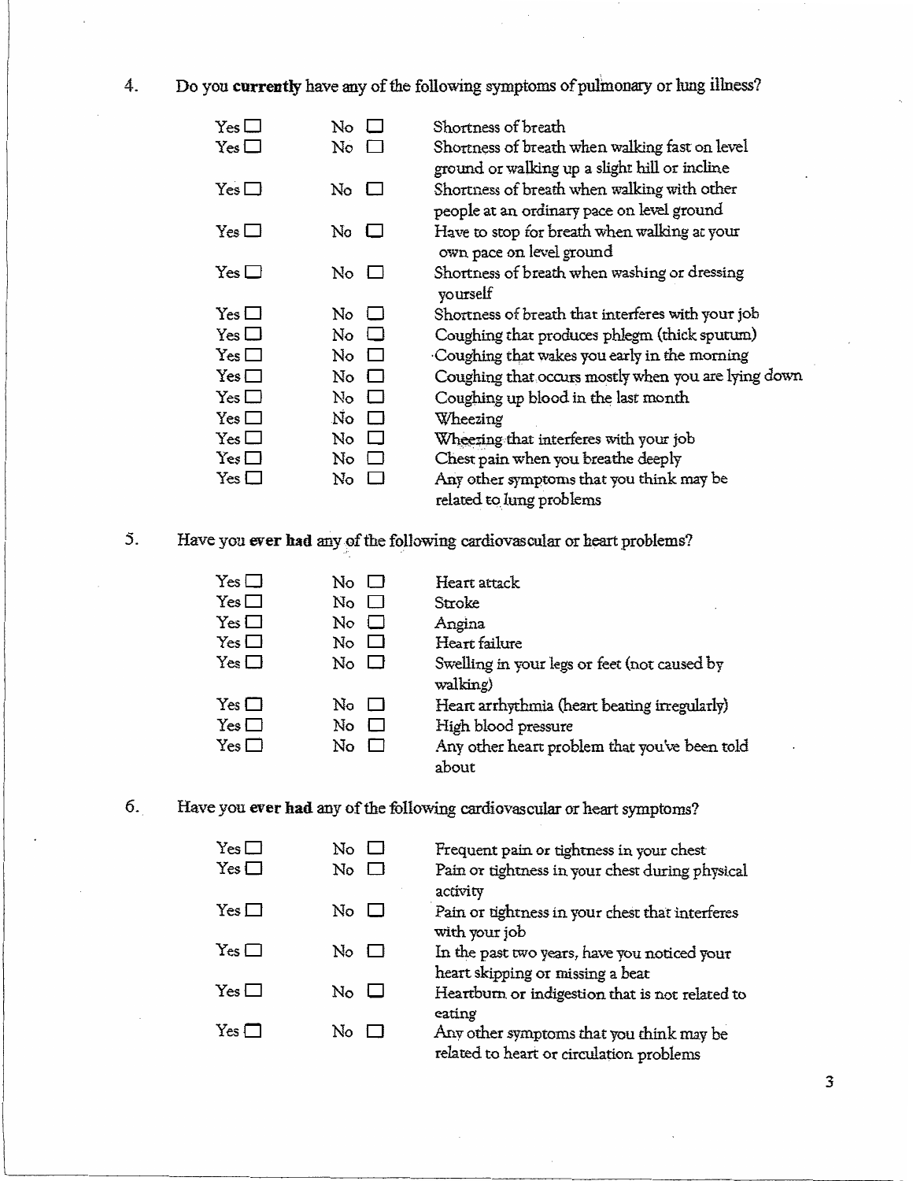4. Do you **currently** have any of the following symptoms of pulmonary or lung illness?

| | | |
|---|---|---|
| Yes ☐ | No ☐ | Shortness of breath |
| Yes ☐ | No ☐ | Shortness of breath when walking fast on level ground or walking up a slight hill or incline |
| Yes ☐ | No ☐ | Shortness of breath when walking with other people at an ordinary pace on level ground |
| Yes ☐ | No ☐ | Have to stop for breath when walking at your own pace on level ground |
| Yes ☐ | No ☐ | Shortness of breath when washing or dressing yourself |
| Yes ☐ | No ☐ | Shortness of breath that interferes with your job |
| Yes ☐ | No ☐ | Coughing that produces phlegm (thick sputum) |
| Yes ☐ | No ☐ | Coughing that wakes you early in the morning |
| Yes ☐ | No ☐ | Coughing that occurs mostly when you are lying down |
| Yes ☐ | No ☐ | Coughing up blood in the last month |
| Yes ☐ | No ☐ | Wheezing |
| Yes ☐ | No ☐ | Wheezing that interferes with your job |
| Yes ☐ | No ☐ | Chest pain when you breathe deeply |
| Yes ☐ | No ☐ | Any other symptoms that you think may be related to lung problems |

5. Have you **ever had** any of the following cardiovascular or heart problems?

| | | |
|---|---|---|
| Yes ☐ | No ☐ | Heart attack |
| Yes ☐ | No ☐ | Stroke |
| Yes ☐ | No ☐ | Angina |
| Yes ☐ | No ☐ | Heart failure |
| Yes ☐ | No ☐ | Swelling in your legs or feet (not caused by walking) |
| Yes ☐ | No ☐ | Heart arrhythmia (heart beating irregularly) |
| Yes ☐ | No ☐ | High blood pressure |
| Yes ☐ | No ☐ | Any other heart problem that you've been told about |

6. Have you **ever had** any of the following cardiovascular or heart symptoms?

| | | |
|---|---|---|
| Yes ☐ | No ☐ | Frequent pain or tightness in your chest |
| Yes ☐ | No ☐ | Pain or tightness in your chest during physical activity |
| Yes ☐ | No ☐ | Pain or tightness in your chest that interferes with your job |
| Yes ☐ | No ☐ | In the past two years, have you noticed your heart skipping or missing a beat |
| Yes ☐ | No ☐ | Heartburn or indigestion that is not related to eating |
| Yes ☐ | No ☐ | Any other symptoms that you think may be related to heart or circulation problems |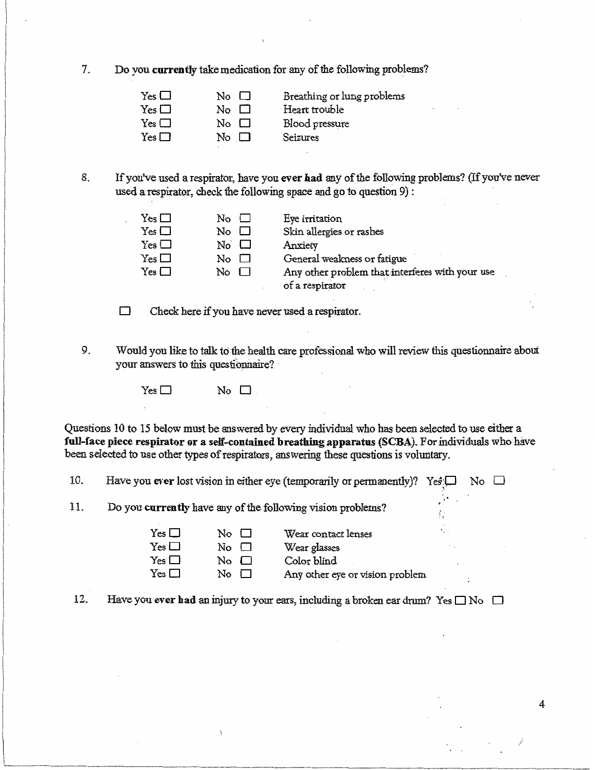7. Do you **currently** take medication for any of the following problems?

| | | |
|---|---|---|
| Yes ☐ | No ☐ | Breathing or lung problems |
| Yes ☐ | No ☐ | Heart trouble |
| Yes ☐ | No ☐ | Blood pressure |
| Yes ☐ | No ☐ | Seizures |

8. If you've used a respirator, have you **ever had** any of the following problems? (If you've never used a respirator, check the following space and go to question 9) :

| | | |
|---|---|---|
| Yes ☐ | No ☐ | Eye irritation |
| Yes ☐ | No ☐ | Skin allergies or rashes |
| Yes ☐ | No ☐ | Anxiety |
| Yes ☐ | No ☐ | General weakness or fatigue |
| Yes ☐ | No ☐ | Any other problem that interferes with your use of a respirator |

☐ Check here if you have never used a respirator.

9. Would you like to talk to the health care professional who will review this questionnaire about your answers to this questionnaire?

Yes ☐ No ☐

Questions 10 to 15 below must be answered by every individual who has been selected to use either a **full-face piece respirator or a self-contained breathing apparatus (SCBA)**. For individuals who have been selected to use other types of respirators, answering these questions is voluntary.

10. Have you **ever** lost vision in either eye (temporarily or permanently)? Yes ☐ No ☐

11. Do you **currently** have any of the following vision problems?

| | | |
|---|---|---|
| Yes ☐ | No ☐ | Wear contact lenses |
| Yes ☐ | No ☐ | Wear glasses |
| Yes ☐ | No ☐ | Color blind |
| Yes ☐ | No ☐ | Any other eye or vision problem |

12. Have you **ever had** an injury to your ears, including a broken ear drum? Yes ☐ No ☐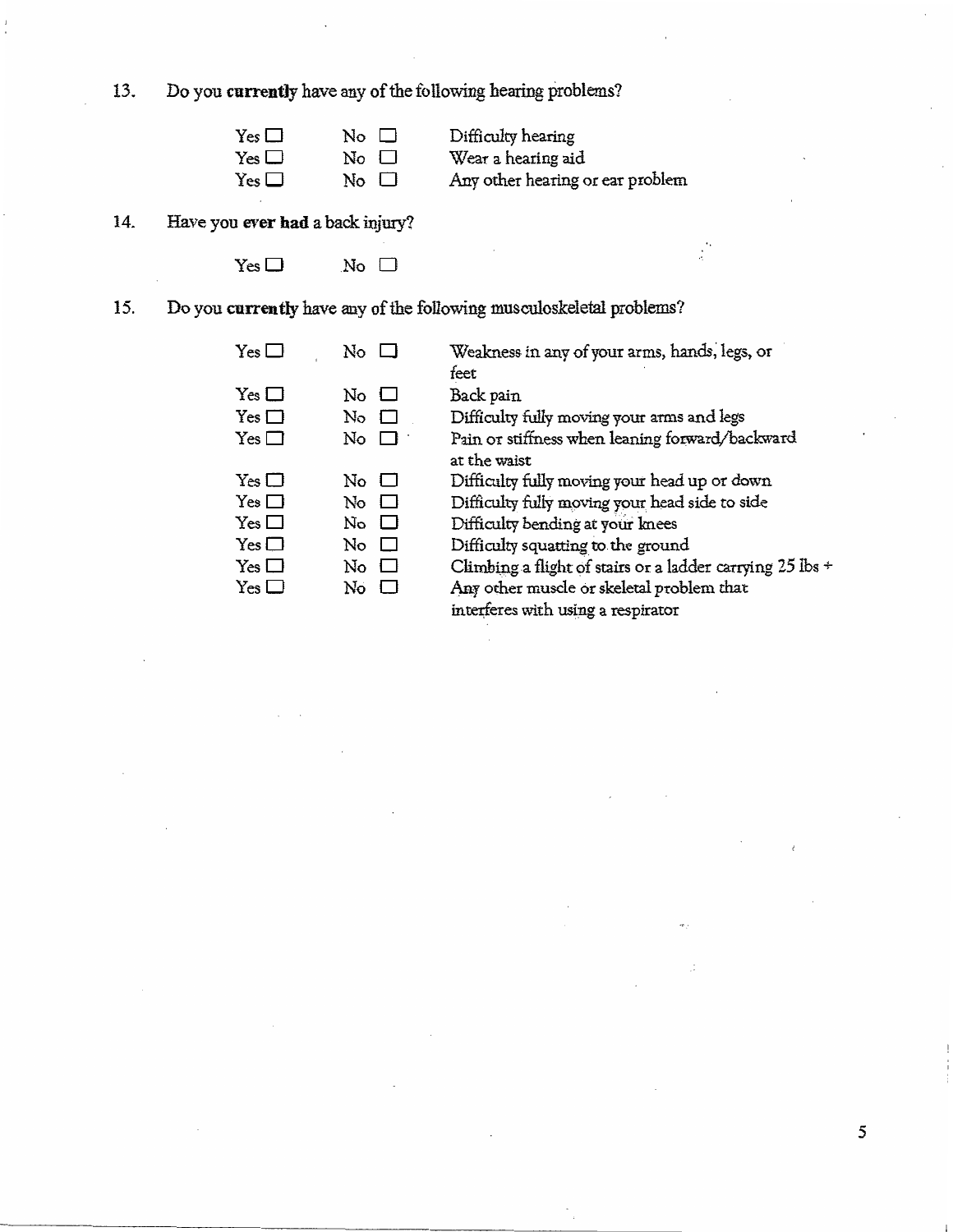13. Do you **currently** have any of the following hearing problems?

| | | |
|---|---|---|
| Yes ☐ | No ☐ | Difficulty hearing |
| Yes ☐ | No ☐ | Wear a hearing aid |
| Yes ☐ | No ☐ | Any other hearing or ear problem |

14. Have you **ever had** a back injury?

Yes ☐ No ☐

15. Do you **currently** have any of the following musculoskeletal problems?

| | | |
|---|---|---|
| Yes ☐ | No ☐ | Weakness in any of your arms, hands, legs, or feet |
| Yes ☐ | No ☐ | Back pain |
| Yes ☐ | No ☐ | Difficulty fully moving your arms and legs |
| Yes ☐ | No ☐ | Pain or stiffness when leaning forward/backward at the waist |
| Yes ☐ | No ☐ | Difficulty fully moving your head up or down |
| Yes ☐ | No ☐ | Difficulty fully moving your head side to side |
| Yes ☐ | No ☐ | Difficulty bending at your knees |
| Yes ☐ | No ☐ | Difficulty squatting to the ground |
| Yes ☐ | No ☐ | Climbing a flight of stairs or a ladder carrying 25 lbs + |
| Yes ☐ | No ☐ | Any other muscle or skeletal problem that interferes with using a respirator |